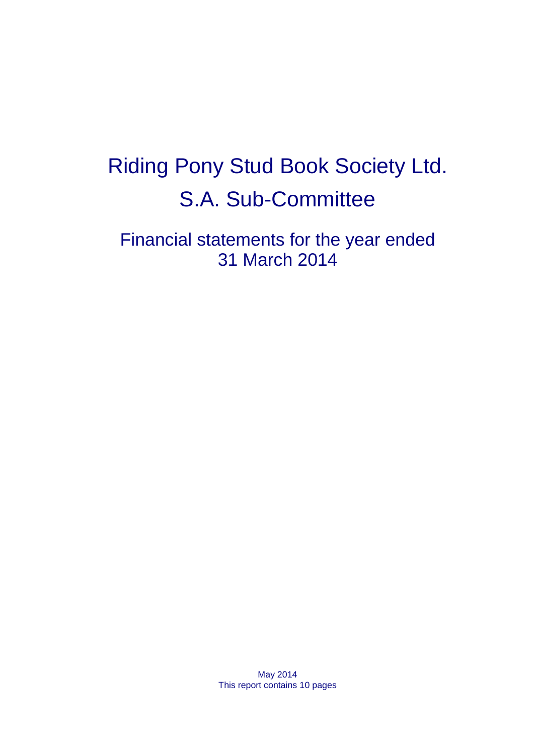# Riding Pony Stud Book Society Ltd.

# S.A. Sub-Committee

## Financial statements for the year ended 31 March 2014

May 2014

This report contains 10 pages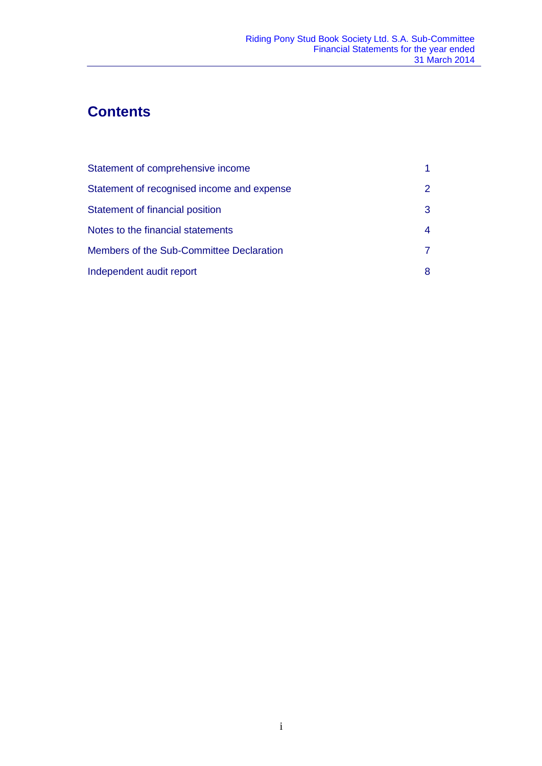# Contents

| | |
|---|---|
| Statement of comprehensive income | 1 |
| Statement of recognised income and expense | 2 |
| Statement of financial position | 3 |
| Notes to the financial statements | 4 |
| Members of the Sub-Committee Declaration | 7 |
| Independent audit report | 8 |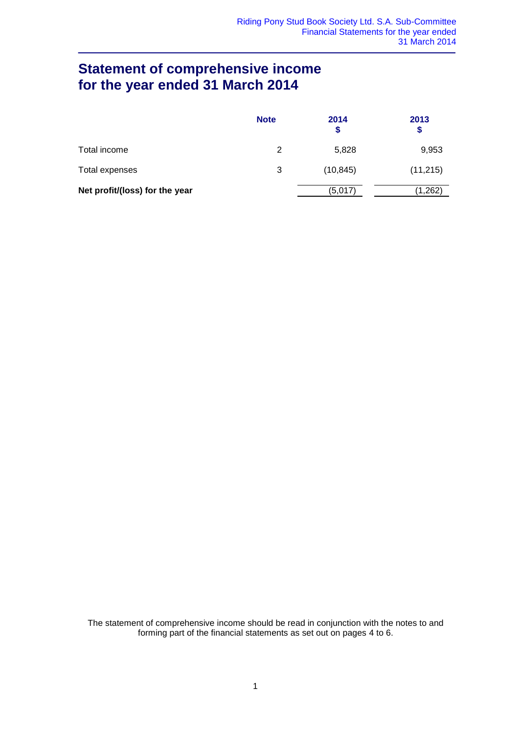# Statement of comprehensive income for the year ended 31 March 2014

| | Note | 2014 $ | 2013 $ |
|---|---|---|---|
| Total income | 2 | 5,828 | 9,953 |
| Total expenses | 3 | (10,845) | (11,215) |
| **Net profit/(loss) for the year** | | (5,017) | (1,262) |

The statement of comprehensive income should be read in conjunction with the notes to and forming part of the financial statements as set out on pages 4 to 6.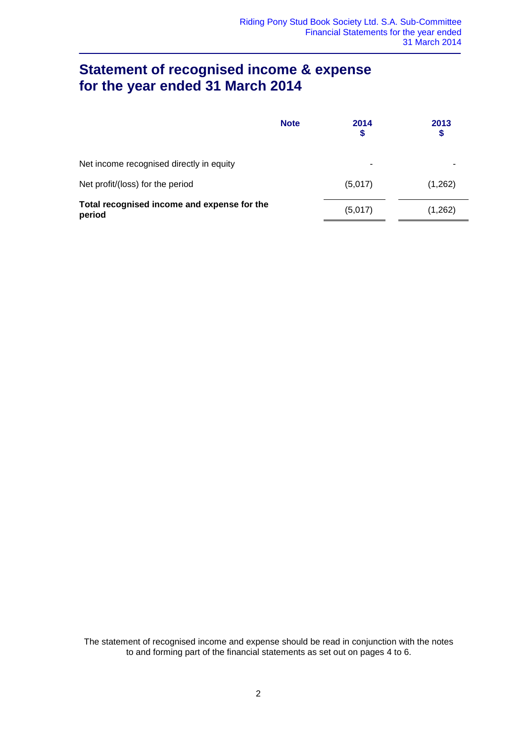# Statement of recognised income & expense for the year ended 31 March 2014

| | Note | 2014 $ | 2013 $ |
|---|---|---|---|
| Net income recognised directly in equity | | - | - |
| Net profit/(loss) for the period | | (5,017) | (1,262) |
| **Total recognised income and expense for the period** | | (5,017) | (1,262) |

The statement of recognised income and expense should be read in conjunction with the notes to and forming part of the financial statements as set out on pages 4 to 6.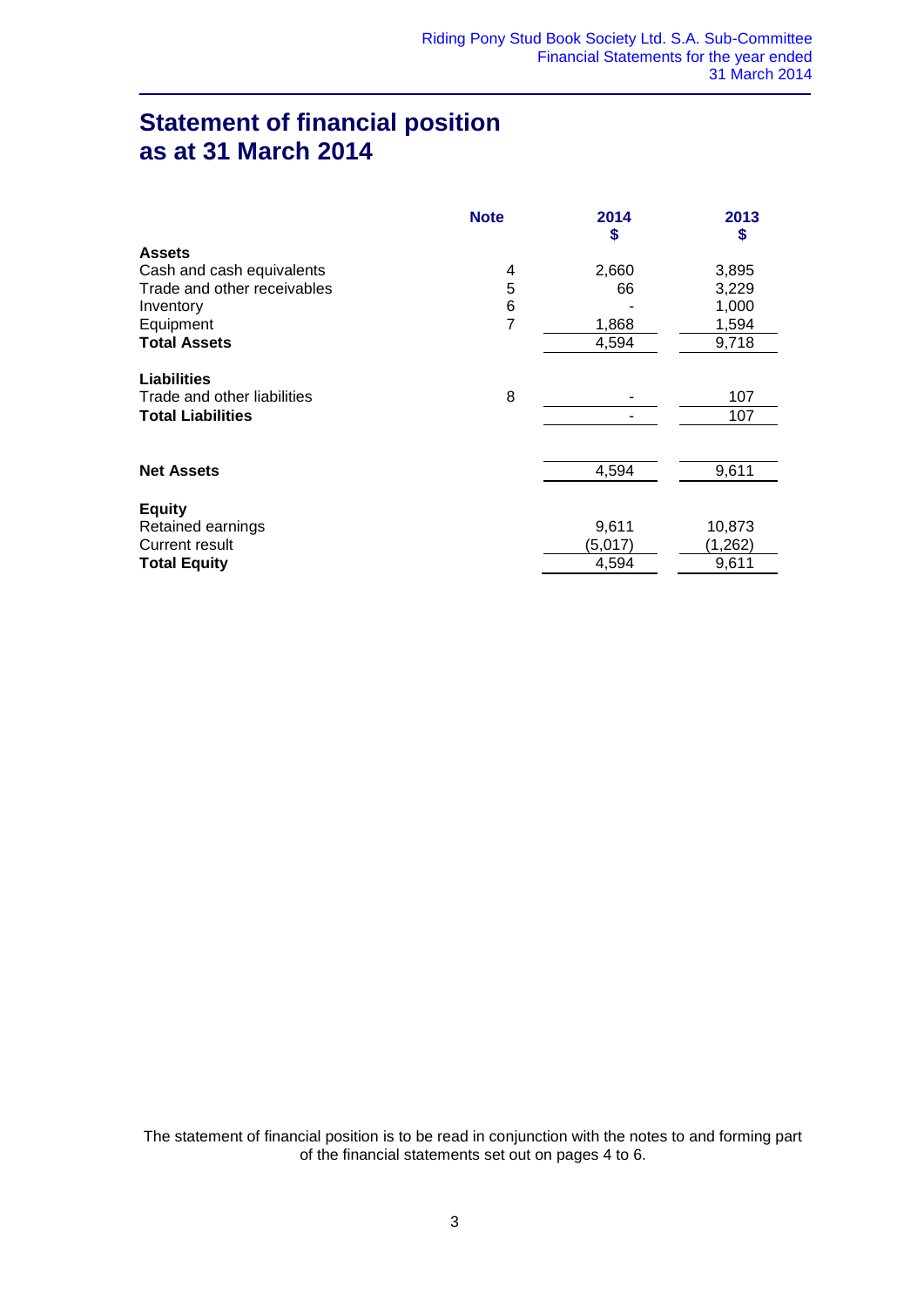# Statement of financial position as at 31 March 2014

| | Note | 2014 $ | 2013 $ |
|---|---|---|---|
| **Assets** | | | |
| Cash and cash equivalents | 4 | 2,660 | 3,895 |
| Trade and other receivables | 5 | 66 | 3,229 |
| Inventory | 6 | - | 1,000 |
| Equipment | 7 | 1,868 | 1,594 |
| **Total Assets** | | 4,594 | 9,718 |
| **Liabilities** | | | |
| Trade and other liabilities | 8 | - | 107 |
| **Total Liabilities** | | - | 107 |
| **Net Assets** | | 4,594 | 9,611 |
| **Equity** | | | |
| Retained earnings | | 9,611 | 10,873 |
| Current result | | (5,017) | (1,262) |
| **Total Equity** | | 4,594 | 9,611 |

The statement of financial position is to be read in conjunction with the notes to and forming part of the financial statements set out on pages 4 to 6.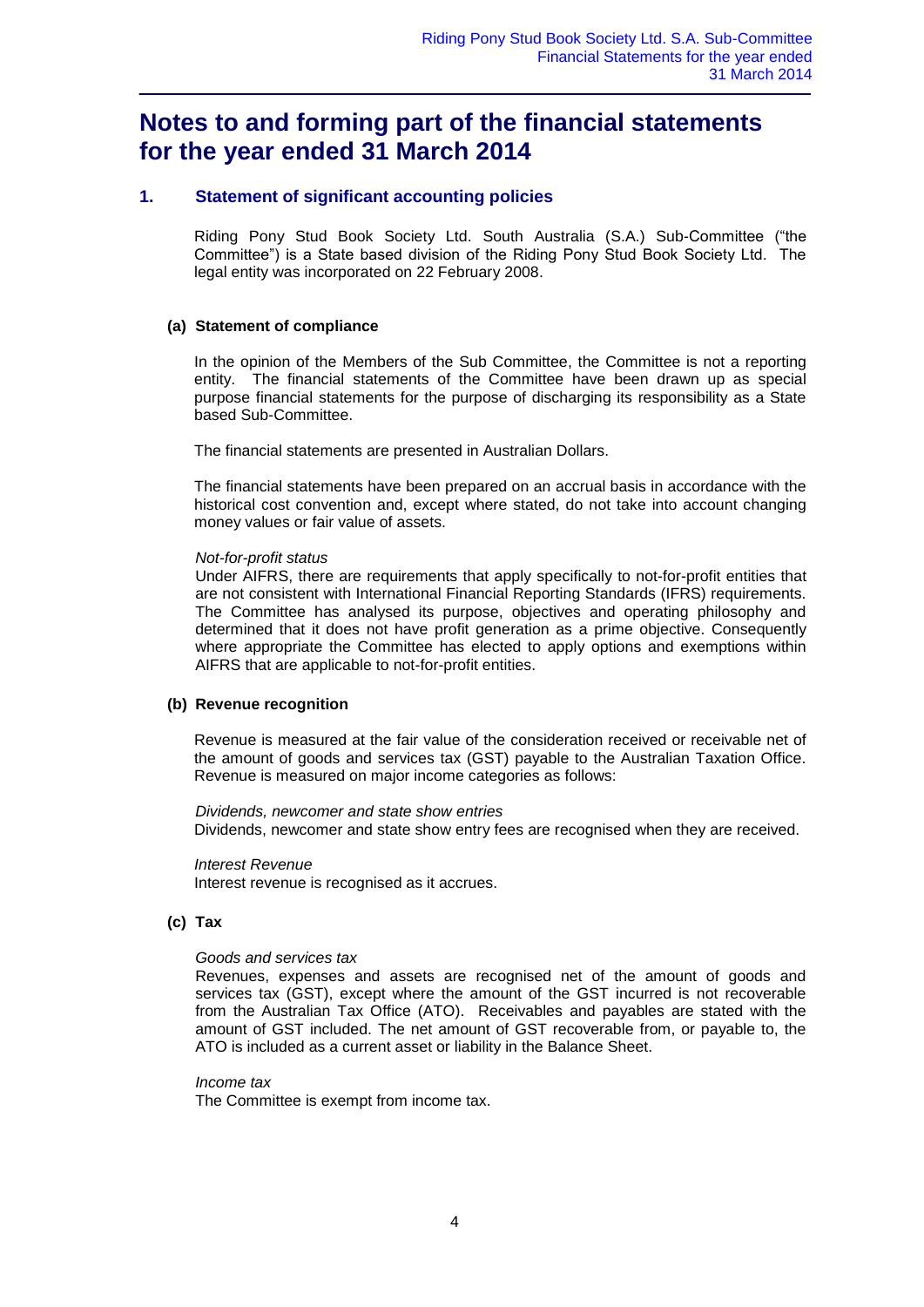# Notes to and forming part of the financial statements for the year ended 31 March 2014

## 1. Statement of significant accounting policies

Riding Pony Stud Book Society Ltd. South Australia (S.A.) Sub-Committee ("the Committee") is a State based division of the Riding Pony Stud Book Society Ltd. The legal entity was incorporated on 22 February 2008.

### (a) Statement of compliance

In the opinion of the Members of the Sub Committee, the Committee is not a reporting entity. The financial statements of the Committee have been drawn up as special purpose financial statements for the purpose of discharging its responsibility as a State based Sub-Committee.

The financial statements are presented in Australian Dollars.

The financial statements have been prepared on an accrual basis in accordance with the historical cost convention and, except where stated, do not take into account changing money values or fair value of assets.

*Not-for-profit status*

Under AIFRS, there are requirements that apply specifically to not-for-profit entities that are not consistent with International Financial Reporting Standards (IFRS) requirements. The Committee has analysed its purpose, objectives and operating philosophy and determined that it does not have profit generation as a prime objective. Consequently where appropriate the Committee has elected to apply options and exemptions within AIFRS that are applicable to not-for-profit entities.

### (b) Revenue recognition

Revenue is measured at the fair value of the consideration received or receivable net of the amount of goods and services tax (GST) payable to the Australian Taxation Office. Revenue is measured on major income categories as follows:

*Dividends, newcomer and state show entries*

Dividends, newcomer and state show entry fees are recognised when they are received.

*Interest Revenue*

Interest revenue is recognised as it accrues.

### (c) Tax

*Goods and services tax*

Revenues, expenses and assets are recognised net of the amount of goods and services tax (GST), except where the amount of the GST incurred is not recoverable from the Australian Tax Office (ATO). Receivables and payables are stated with the amount of GST included. The net amount of GST recoverable from, or payable to, the ATO is included as a current asset or liability in the Balance Sheet.

*Income tax*

The Committee is exempt from income tax.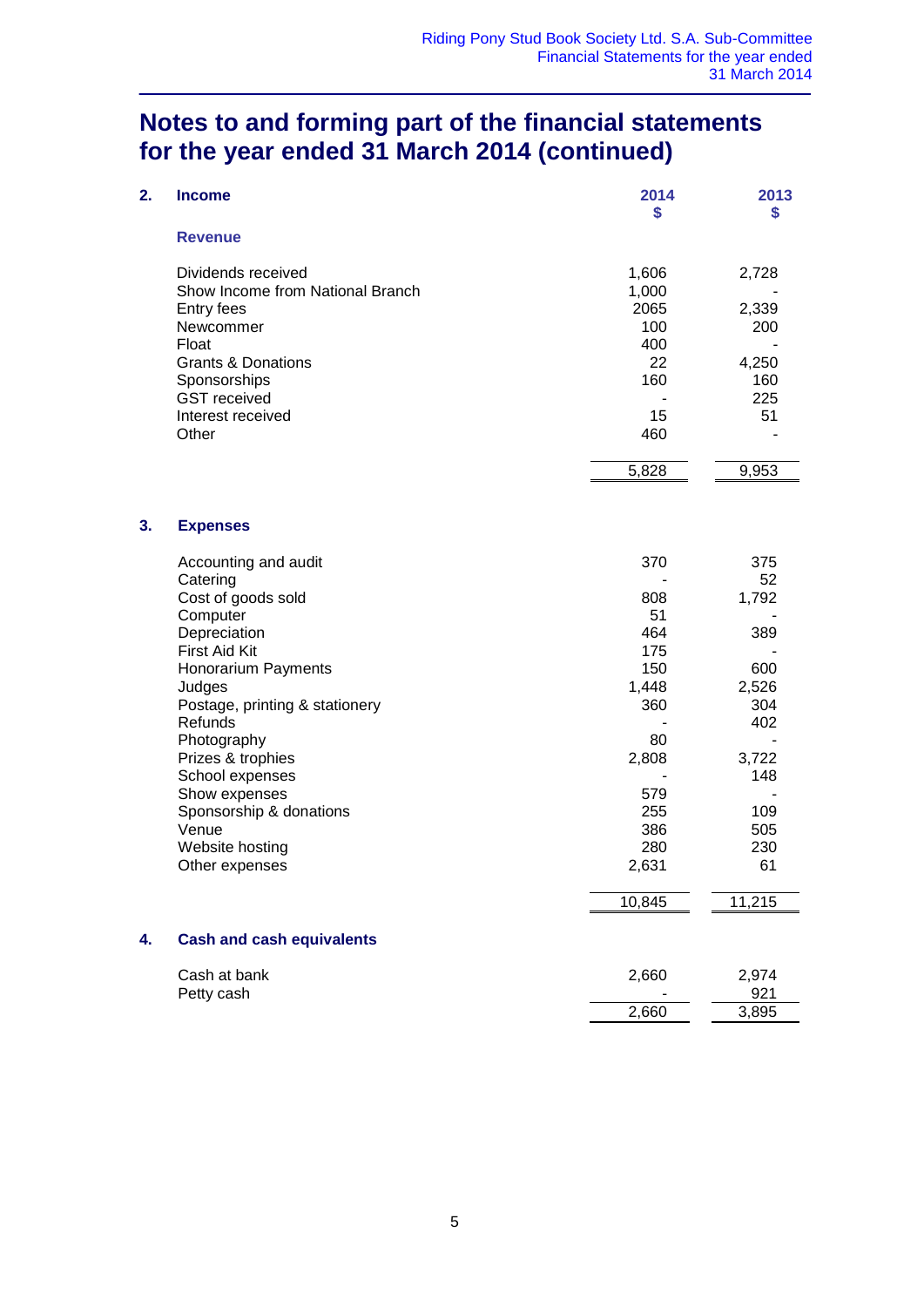# Notes to and forming part of the financial statements for the year ended 31 March 2014 (continued)

## 2. Income

| Revenue | 2014 $ | 2013 $ |
|---|---|---|
| Dividends received | 1,606 | 2,728 |
| Show Income from National Branch | 1,000 | - |
| Entry fees | 2065 | 2,339 |
| Newcommer | 100 | 200 |
| Float | 400 | - |
| Grants & Donations | 22 | 4,250 |
| Sponsorships | 160 | 160 |
| GST received | - | 225 |
| Interest received | 15 | 51 |
| Other | 460 | - |
| | 5,828 | 9,953 |

## 3. Expenses

| | 2014 $ | 2013 $ |
|---|---|---|
| Accounting and audit | 370 | 375 |
| Catering | - | 52 |
| Cost of goods sold | 808 | 1,792 |
| Computer | 51 | - |
| Depreciation | 464 | 389 |
| First Aid Kit | 175 | - |
| Honorarium Payments | 150 | 600 |
| Judges | 1,448 | 2,526 |
| Postage, printing & stationery | 360 | 304 |
| Refunds | - | 402 |
| Photography | 80 | - |
| Prizes & trophies | 2,808 | 3,722 |
| School expenses | - | 148 |
| Show expenses | 579 | - |
| Sponsorship & donations | 255 | 109 |
| Venue | 386 | 505 |
| Website hosting | 280 | 230 |
| Other expenses | 2,631 | 61 |
| | 10,845 | 11,215 |

## 4. Cash and cash equivalents

| | 2014 $ | 2013 $ |
|---|---|---|
| Cash at bank | 2,660 | 2,974 |
| Petty cash | - | 921 |
| | 2,660 | 3,895 |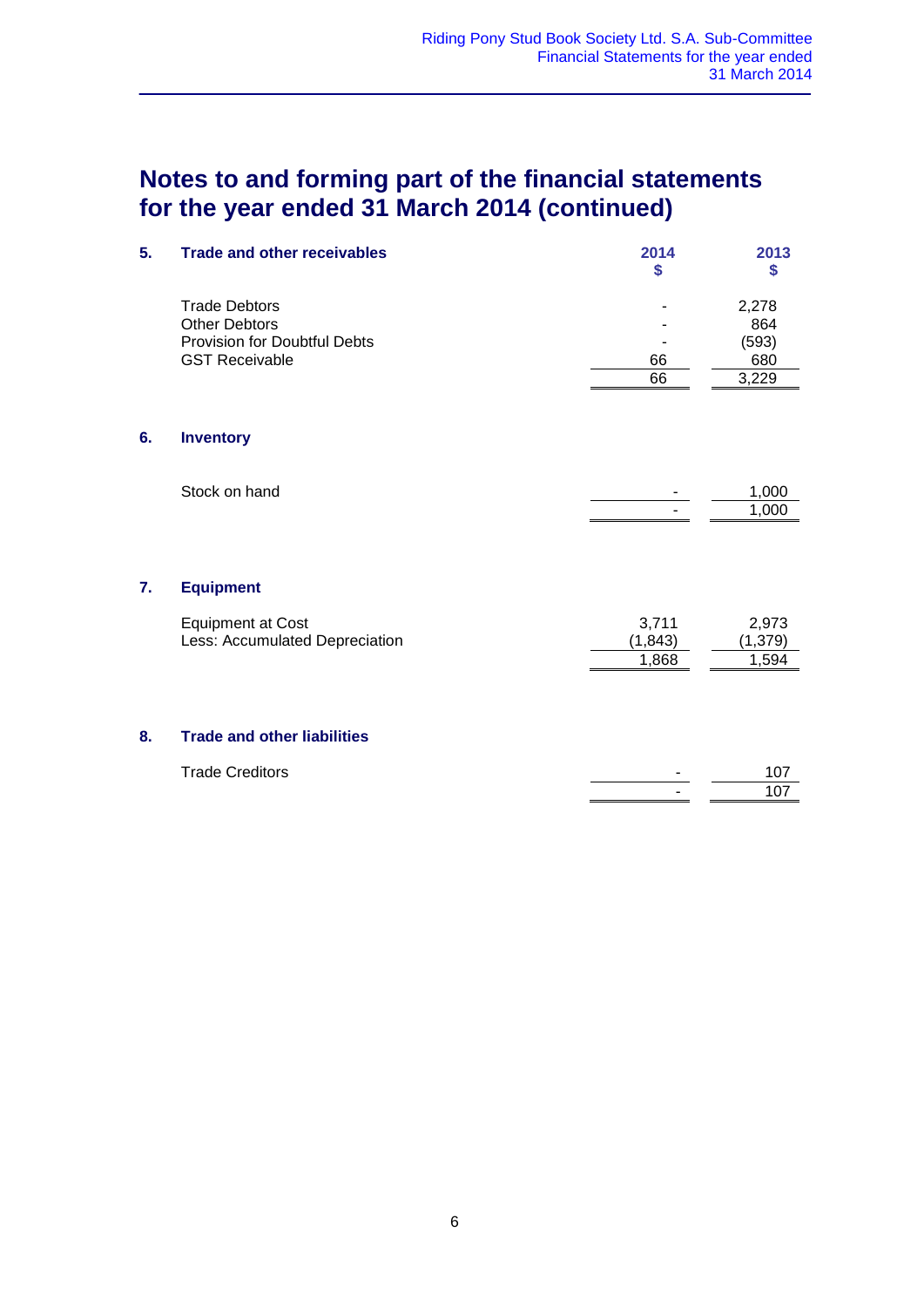# Notes to and forming part of the financial statements for the year ended 31 March 2014 (continued)

## 5. Trade and other receivables

| | 2014 $ | 2013 $ |
|---|---|---|
| Trade Debtors | - | 2,278 |
| Other Debtors | - | 864 |
| Provision for Doubtful Debts | - | (593) |
| GST Receivable | 66 | 680 |
| | 66 | 3,229 |

## 6. Inventory

| | 2014 $ | 2013 $ |
|---|---|---|
| Stock on hand | - | 1,000 |
| | - | 1,000 |

## 7. Equipment

| | 2014 $ | 2013 $ |
|---|---|---|
| Equipment at Cost | 3,711 | 2,973 |
| Less: Accumulated Depreciation | (1,843) | (1,379) |
| | 1,868 | 1,594 |

## 8. Trade and other liabilities

| | 2014 $ | 2013 $ |
|---|---|---|
| Trade Creditors | - | 107 |
| | - | 107 |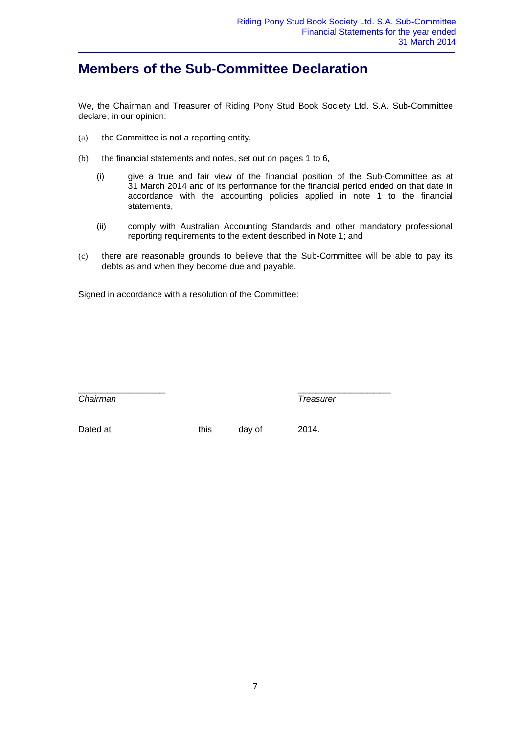# Members of the Sub-Committee Declaration

We, the Chairman and Treasurer of Riding Pony Stud Book Society Ltd. S.A. Sub-Committee declare, in our opinion:

(a) the Committee is not a reporting entity,

(b) the financial statements and notes, set out on pages 1 to 6,

  (i) give a true and fair view of the financial position of the Sub-Committee as at 31 March 2014 and of its performance for the financial period ended on that date in accordance with the accounting policies applied in note 1 to the financial statements,

  (ii) comply with Australian Accounting Standards and other mandatory professional reporting requirements to the extent described in Note 1; and

(c) there are reasonable grounds to believe that the Sub-Committee will be able to pay its debts as and when they become due and payable.

Signed in accordance with a resolution of the Committee:

\_\_\_\_\_\_\_\_\_\_\_\_\_\_\_\_\_\_\_\_ \_\_\_\_\_\_\_\_\_\_\_\_\_\_\_\_\_\_\_\_

*Chairman* *Treasurer*

Dated at this day of 2014.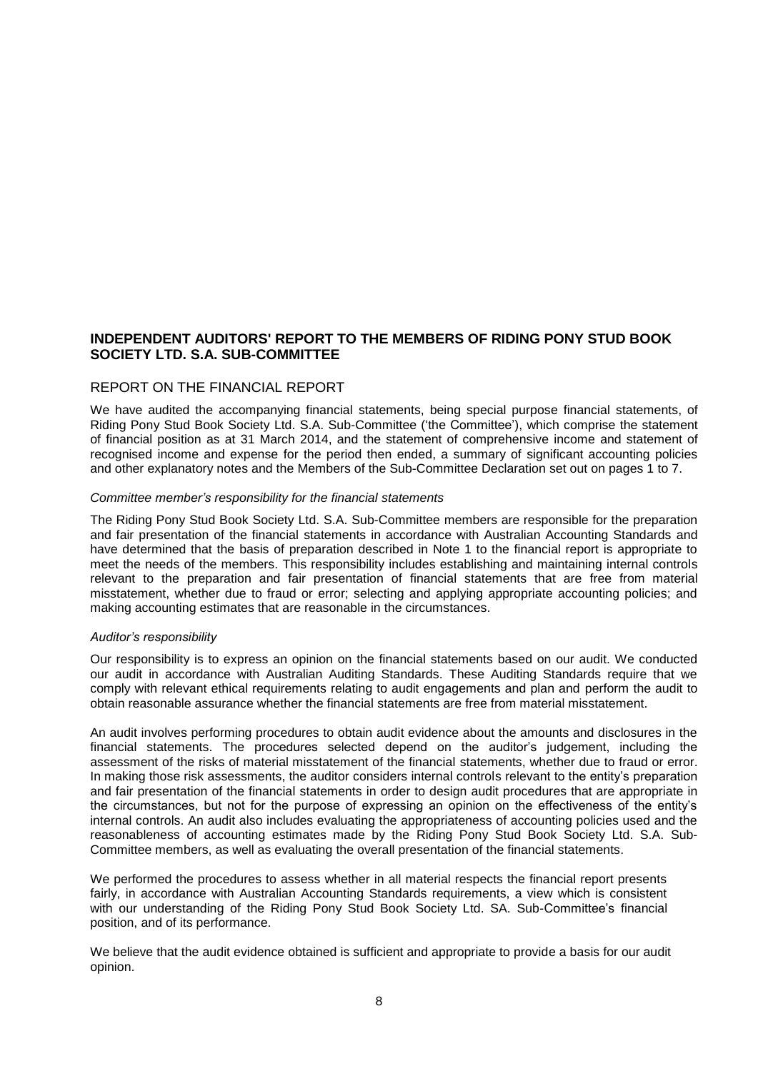**INDEPENDENT AUDITORS' REPORT TO THE MEMBERS OF RIDING PONY STUD BOOK SOCIETY LTD. S.A. SUB-COMMITTEE**

## REPORT ON THE FINANCIAL REPORT

We have audited the accompanying financial statements, being special purpose financial statements, of Riding Pony Stud Book Society Ltd. S.A. Sub-Committee ('the Committee'), which comprise the statement of financial position as at 31 March 2014, and the statement of comprehensive income and statement of recognised income and expense for the period then ended, a summary of significant accounting policies and other explanatory notes and the Members of the Sub-Committee Declaration set out on pages 1 to 7.

*Committee member's responsibility for the financial statements*

The Riding Pony Stud Book Society Ltd. S.A. Sub-Committee members are responsible for the preparation and fair presentation of the financial statements in accordance with Australian Accounting Standards and have determined that the basis of preparation described in Note 1 to the financial report is appropriate to meet the needs of the members. This responsibility includes establishing and maintaining internal controls relevant to the preparation and fair presentation of financial statements that are free from material misstatement, whether due to fraud or error; selecting and applying appropriate accounting policies; and making accounting estimates that are reasonable in the circumstances.

*Auditor's responsibility*

Our responsibility is to express an opinion on the financial statements based on our audit. We conducted our audit in accordance with Australian Auditing Standards. These Auditing Standards require that we comply with relevant ethical requirements relating to audit engagements and plan and perform the audit to obtain reasonable assurance whether the financial statements are free from material misstatement.

An audit involves performing procedures to obtain audit evidence about the amounts and disclosures in the financial statements. The procedures selected depend on the auditor's judgement, including the assessment of the risks of material misstatement of the financial statements, whether due to fraud or error. In making those risk assessments, the auditor considers internal controls relevant to the entity's preparation and fair presentation of the financial statements in order to design audit procedures that are appropriate in the circumstances, but not for the purpose of expressing an opinion on the effectiveness of the entity's internal controls. An audit also includes evaluating the appropriateness of accounting policies used and the reasonableness of accounting estimates made by the Riding Pony Stud Book Society Ltd. S.A. Sub-Committee members, as well as evaluating the overall presentation of the financial statements.

We performed the procedures to assess whether in all material respects the financial report presents fairly, in accordance with Australian Accounting Standards requirements, a view which is consistent with our understanding of the Riding Pony Stud Book Society Ltd. SA. Sub-Committee's financial position, and of its performance.

We believe that the audit evidence obtained is sufficient and appropriate to provide a basis for our audit opinion.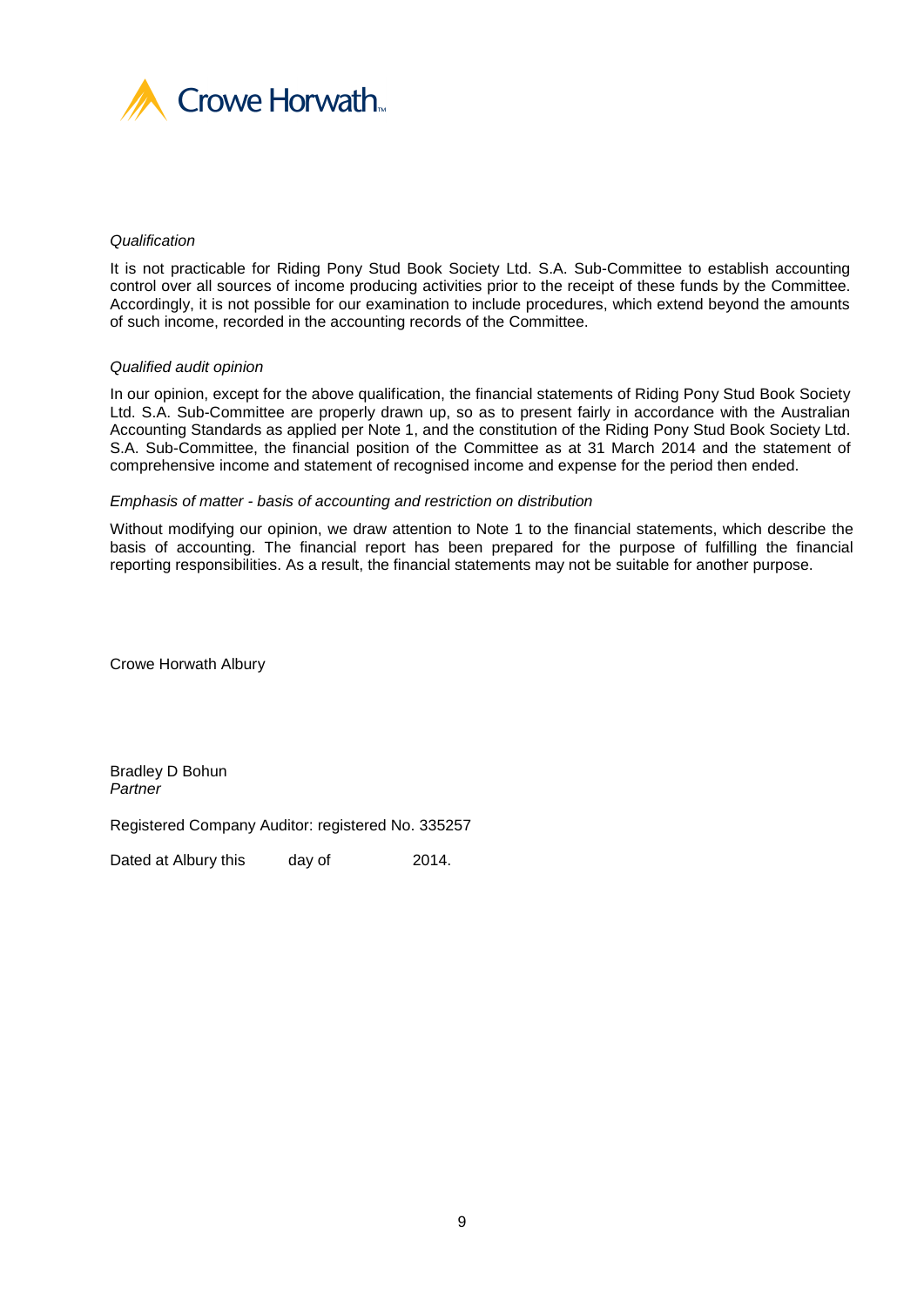Crowe Horwath

*Qualification*

It is not practicable for Riding Pony Stud Book Society Ltd. S.A. Sub-Committee to establish accounting control over all sources of income producing activities prior to the receipt of these funds by the Committee. Accordingly, it is not possible for our examination to include procedures, which extend beyond the amounts of such income, recorded in the accounting records of the Committee.

*Qualified audit opinion*

In our opinion, except for the above qualification, the financial statements of Riding Pony Stud Book Society Ltd. S.A. Sub-Committee are properly drawn up, so as to present fairly in accordance with the Australian Accounting Standards as applied per Note 1, and the constitution of the Riding Pony Stud Book Society Ltd. S.A. Sub-Committee, the financial position of the Committee as at 31 March 2014 and the statement of comprehensive income and statement of recognised income and expense for the period then ended.

*Emphasis of matter - basis of accounting and restriction on distribution*

Without modifying our opinion, we draw attention to Note 1 to the financial statements, which describe the basis of accounting. The financial report has been prepared for the purpose of fulfilling the financial reporting responsibilities. As a result, the financial statements may not be suitable for another purpose.

Crowe Horwath Albury

Bradley D Bohun
*Partner*

Registered Company Auditor: registered No. 335257

Dated at Albury this day of 2014.